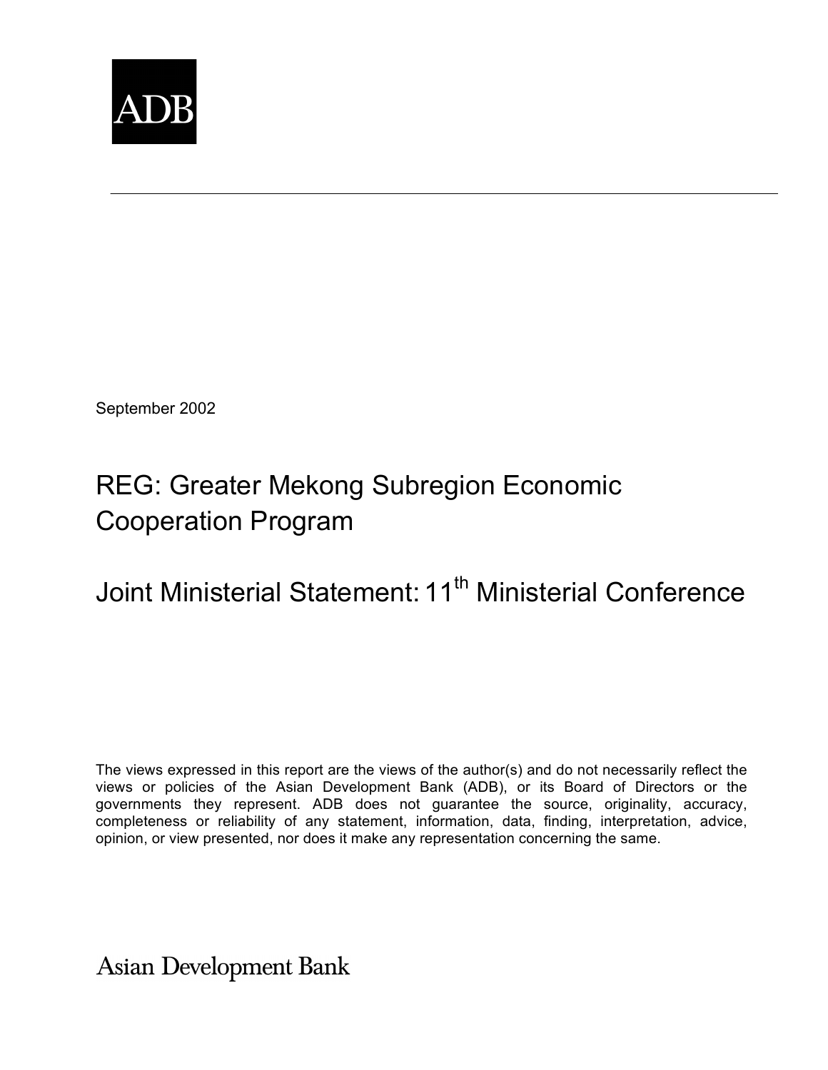ADB

September 2002

# REG: Greater Mekong Subregion Economic Cooperation Program

# Joint Ministerial Statement: 11th Ministerial Conference

The views expressed in this report are the views of the author(s) and do not necessarily reflect the views or policies of the Asian Development Bank (ADB), or its Board of Directors or the governments they represent. ADB does not guarantee the source, originality, accuracy, completeness or reliability of any statement, information, data, finding, interpretation, advice, opinion, or view presented, nor does it make any representation concerning the same.

Asian Development Bank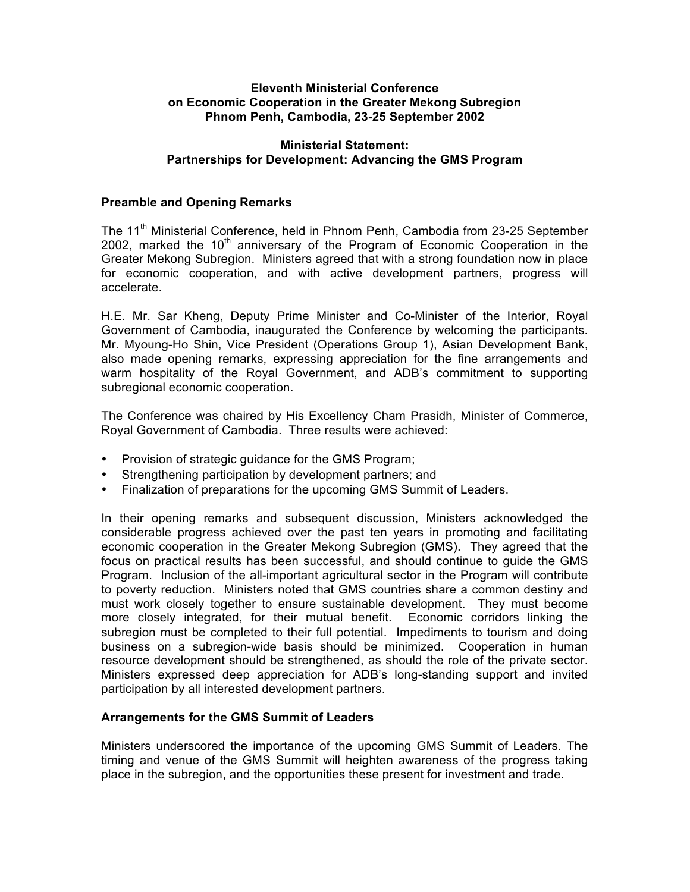**Eleventh Ministerial Conference**
**on Economic Cooperation in the Greater Mekong Subregion**
**Phnom Penh, Cambodia, 23-25 September 2002**

**Ministerial Statement:**
**Partnerships for Development: Advancing the GMS Program**

## Preamble and Opening Remarks

The 11th Ministerial Conference, held in Phnom Penh, Cambodia from 23-25 September 2002, marked the 10th anniversary of the Program of Economic Cooperation in the Greater Mekong Subregion. Ministers agreed that with a strong foundation now in place for economic cooperation, and with active development partners, progress will accelerate.

H.E. Mr. Sar Kheng, Deputy Prime Minister and Co-Minister of the Interior, Royal Government of Cambodia, inaugurated the Conference by welcoming the participants. Mr. Myoung-Ho Shin, Vice President (Operations Group 1), Asian Development Bank, also made opening remarks, expressing appreciation for the fine arrangements and warm hospitality of the Royal Government, and ADB's commitment to supporting subregional economic cooperation.

The Conference was chaired by His Excellency Cham Prasidh, Minister of Commerce, Royal Government of Cambodia. Three results were achieved:

- Provision of strategic guidance for the GMS Program;
- Strengthening participation by development partners; and
- Finalization of preparations for the upcoming GMS Summit of Leaders.

In their opening remarks and subsequent discussion, Ministers acknowledged the considerable progress achieved over the past ten years in promoting and facilitating economic cooperation in the Greater Mekong Subregion (GMS). They agreed that the focus on practical results has been successful, and should continue to guide the GMS Program. Inclusion of the all-important agricultural sector in the Program will contribute to poverty reduction. Ministers noted that GMS countries share a common destiny and must work closely together to ensure sustainable development. They must become more closely integrated, for their mutual benefit. Economic corridors linking the subregion must be completed to their full potential. Impediments to tourism and doing business on a subregion-wide basis should be minimized. Cooperation in human resource development should be strengthened, as should the role of the private sector. Ministers expressed deep appreciation for ADB's long-standing support and invited participation by all interested development partners.

## Arrangements for the GMS Summit of Leaders

Ministers underscored the importance of the upcoming GMS Summit of Leaders. The timing and venue of the GMS Summit will heighten awareness of the progress taking place in the subregion, and the opportunities these present for investment and trade.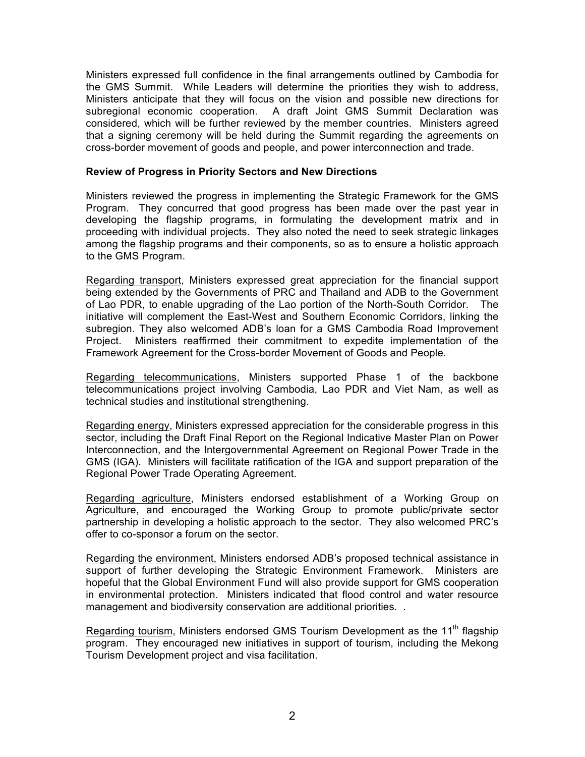Ministers expressed full confidence in the final arrangements outlined by Cambodia for the GMS Summit. While Leaders will determine the priorities they wish to address, Ministers anticipate that they will focus on the vision and possible new directions for subregional economic cooperation. A draft Joint GMS Summit Declaration was considered, which will be further reviewed by the member countries. Ministers agreed that a signing ceremony will be held during the Summit regarding the agreements on cross-border movement of goods and people, and power interconnection and trade.

**Review of Progress in Priority Sectors and New Directions**

Ministers reviewed the progress in implementing the Strategic Framework for the GMS Program. They concurred that good progress has been made over the past year in developing the flagship programs, in formulating the development matrix and in proceeding with individual projects. They also noted the need to seek strategic linkages among the flagship programs and their components, so as to ensure a holistic approach to the GMS Program.

<u>Regarding transport</u>, Ministers expressed great appreciation for the financial support being extended by the Governments of PRC and Thailand and ADB to the Government of Lao PDR, to enable upgrading of the Lao portion of the North-South Corridor. The initiative will complement the East-West and Southern Economic Corridors, linking the subregion. They also welcomed ADB's loan for a GMS Cambodia Road Improvement Project. Ministers reaffirmed their commitment to expedite implementation of the Framework Agreement for the Cross-border Movement of Goods and People.

<u>Regarding telecommunications</u>, Ministers supported Phase 1 of the backbone telecommunications project involving Cambodia, Lao PDR and Viet Nam, as well as technical studies and institutional strengthening.

<u>Regarding energy</u>, Ministers expressed appreciation for the considerable progress in this sector, including the Draft Final Report on the Regional Indicative Master Plan on Power Interconnection, and the Intergovernmental Agreement on Regional Power Trade in the GMS (IGA). Ministers will facilitate ratification of the IGA and support preparation of the Regional Power Trade Operating Agreement.

<u>Regarding agriculture</u>, Ministers endorsed establishment of a Working Group on Agriculture, and encouraged the Working Group to promote public/private sector partnership in developing a holistic approach to the sector. They also welcomed PRC's offer to co-sponsor a forum on the sector.

<u>Regarding the environment</u>, Ministers endorsed ADB's proposed technical assistance in support of further developing the Strategic Environment Framework. Ministers are hopeful that the Global Environment Fund will also provide support for GMS cooperation in environmental protection. Ministers indicated that flood control and water resource management and biodiversity conservation are additional priorities. .

<u>Regarding tourism</u>, Ministers endorsed GMS Tourism Development as the 11th flagship program. They encouraged new initiatives in support of tourism, including the Mekong Tourism Development project and visa facilitation.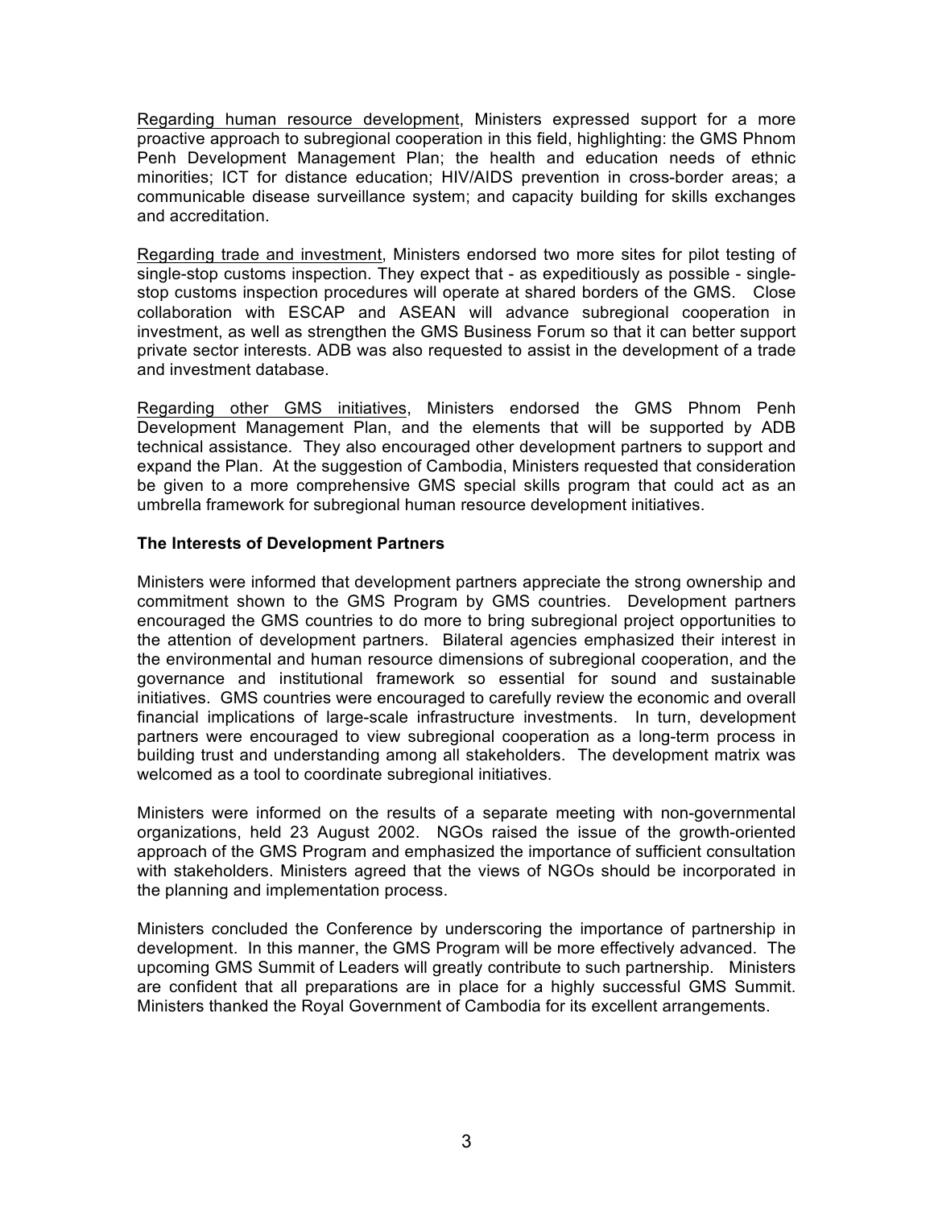Regarding human resource development, Ministers expressed support for a more proactive approach to subregional cooperation in this field, highlighting: the GMS Phnom Penh Development Management Plan; the health and education needs of ethnic minorities; ICT for distance education; HIV/AIDS prevention in cross-border areas; a communicable disease surveillance system; and capacity building for skills exchanges and accreditation.

Regarding trade and investment, Ministers endorsed two more sites for pilot testing of single-stop customs inspection. They expect that - as expeditiously as possible - single-stop customs inspection procedures will operate at shared borders of the GMS. Close collaboration with ESCAP and ASEAN will advance subregional cooperation in investment, as well as strengthen the GMS Business Forum so that it can better support private sector interests. ADB was also requested to assist in the development of a trade and investment database.

Regarding other GMS initiatives, Ministers endorsed the GMS Phnom Penh Development Management Plan, and the elements that will be supported by ADB technical assistance. They also encouraged other development partners to support and expand the Plan. At the suggestion of Cambodia, Ministers requested that consideration be given to a more comprehensive GMS special skills program that could act as an umbrella framework for subregional human resource development initiatives.

**The Interests of Development Partners**

Ministers were informed that development partners appreciate the strong ownership and commitment shown to the GMS Program by GMS countries. Development partners encouraged the GMS countries to do more to bring subregional project opportunities to the attention of development partners. Bilateral agencies emphasized their interest in the environmental and human resource dimensions of subregional cooperation, and the governance and institutional framework so essential for sound and sustainable initiatives. GMS countries were encouraged to carefully review the economic and overall financial implications of large-scale infrastructure investments. In turn, development partners were encouraged to view subregional cooperation as a long-term process in building trust and understanding among all stakeholders. The development matrix was welcomed as a tool to coordinate subregional initiatives.

Ministers were informed on the results of a separate meeting with non-governmental organizations, held 23 August 2002. NGOs raised the issue of the growth-oriented approach of the GMS Program and emphasized the importance of sufficient consultation with stakeholders. Ministers agreed that the views of NGOs should be incorporated in the planning and implementation process.

Ministers concluded the Conference by underscoring the importance of partnership in development. In this manner, the GMS Program will be more effectively advanced. The upcoming GMS Summit of Leaders will greatly contribute to such partnership. Ministers are confident that all preparations are in place for a highly successful GMS Summit. Ministers thanked the Royal Government of Cambodia for its excellent arrangements.